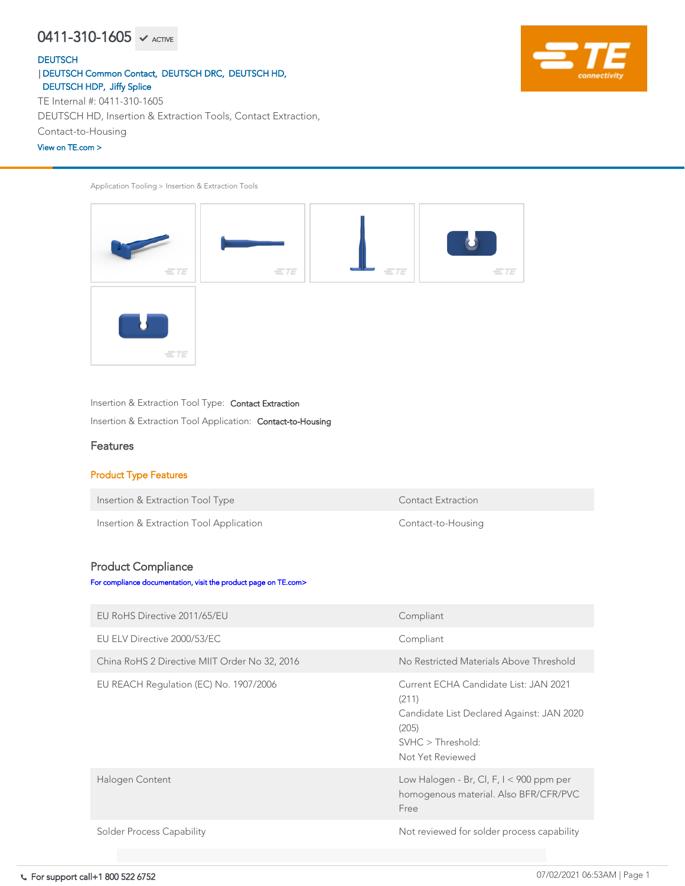# 0411-310-1605 ✔ ACTIVE

DEUTSCH
| DEUTSCH Common Contact, DEUTSCH DRC, DEUTSCH HD, DEUTSCH HDP, Jiffy Splice

TE Internal #: 0411-310-1605

DEUTSCH HD, Insertion & Extraction Tools, Contact Extraction, Contact-to-Housing

View on TE.com >

Application Tooling > Insertion & Extraction Tools

Insertion & Extraction Tool Type: **Contact Extraction**

Insertion & Extraction Tool Application: **Contact-to-Housing**

## Features

### Product Type Features

| | |
|---|---|
| Insertion & Extraction Tool Type | Contact Extraction |
| Insertion & Extraction Tool Application | Contact-to-Housing |

## Product Compliance

For compliance documentation, visit the product page on TE.com>

| | |
|---|---|
| EU RoHS Directive 2011/65/EU | Compliant |
| EU ELV Directive 2000/53/EC | Compliant |
| China RoHS 2 Directive MIIT Order No 32, 2016 | No Restricted Materials Above Threshold |
| EU REACH Regulation (EC) No. 1907/2006 | Current ECHA Candidate List: JAN 2021 (211)<br>Candidate List Declared Against: JAN 2020 (205)<br>SVHC > Threshold:<br>Not Yet Reviewed |
| Halogen Content | Low Halogen - Br, Cl, F, I < 900 ppm per homogenous material. Also BFR/CFR/PVC Free |
| Solder Process Capability | Not reviewed for solder process capability |

For support call+1 800 522 6752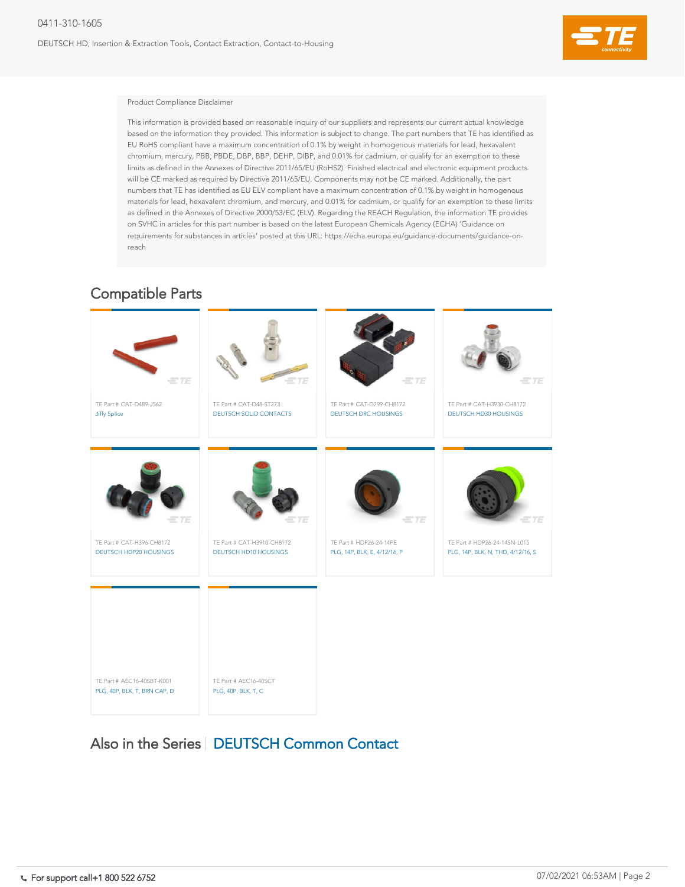Product Compliance Disclaimer

This information is provided based on reasonable inquiry of our suppliers and represents our current actual knowledge based on the information they provided. This information is subject to change. The part numbers that TE has identified as EU RoHS compliant have a maximum concentration of 0.1% by weight in homogenous materials for lead, hexavalent chromium, mercury, PBB, PBDE, DBP, BBP, DEHP, DIBP, and 0.01% for cadmium, or qualify for an exemption to these limits as defined in the Annexes of Directive 2011/65/EU (RoHS2). Finished electrical and electronic equipment products will be CE marked as required by Directive 2011/65/EU. Components may not be CE marked. Additionally, the part numbers that TE has identified as EU ELV compliant have a maximum concentration of 0.1% by weight in homogenous materials for lead, hexavalent chromium, and mercury, and 0.01% for cadmium, or qualify for an exemption to these limits as defined in the Annexes of Directive 2000/53/EC (ELV). Regarding the REACH Regulation, the information TE provides on SVHC in articles for this part number is based on the latest European Chemicals Agency (ECHA) 'Guidance on requirements for substances in articles' posted at this URL: https://echa.europa.eu/guidance-documents/guidance-on-reach

## Compatible Parts

- TE Part # CAT-D489-J562 — Jiffy Splice
- TE Part # CAT-D48-ST273 — DEUTSCH SOLID CONTACTS
- TE Part # CAT-D799-CH8172 — DEUTSCH DRC HOUSINGS
- TE Part # CAT-H3930-CH8172 — DEUTSCH HD30 HOUSINGS
- TE Part # CAT-H396-CH8172 — DEUTSCH HDP20 HOUSINGS
- TE Part # CAT-H3910-CH8172 — DEUTSCH HD10 HOUSINGS
- TE Part # HDP26-24-14PE — PLG, 14P, BLK, E, 4/12/16, P
- TE Part # HDP26-24-14SN-L015 — PLG, 14P, BLK, N, THD, 4/12/16, S
- TE Part # AEC16-40SBT-K001 — PLG, 40P, BLK, T, BRN CAP, D
- TE Part # AEC16-40SCT — PLG, 40P, BLK, T, C

## Also in the Series | DEUTSCH Common Contact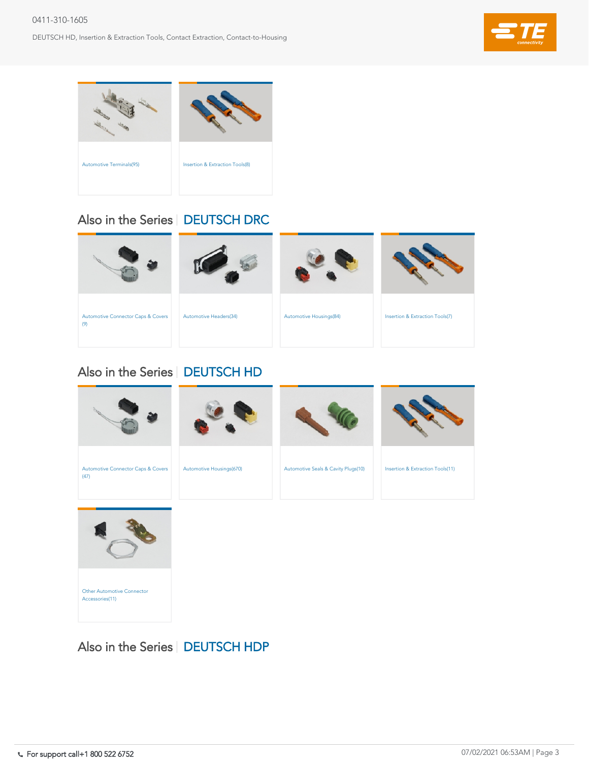Automotive Terminals(95)

Insertion & Extraction Tools(8)

## Also in the Series | DEUTSCH DRC

Automotive Connector Caps & Covers (9)

Automotive Headers(34)

Automotive Housings(84)

Insertion & Extraction Tools(7)

## Also in the Series | DEUTSCH HD

Automotive Connector Caps & Covers (47)

Automotive Housings(670)

Automotive Seals & Cavity Plugs(10)

Insertion & Extraction Tools(11)

Other Automotive Connector Accessories(11)

## Also in the Series | DEUTSCH HDP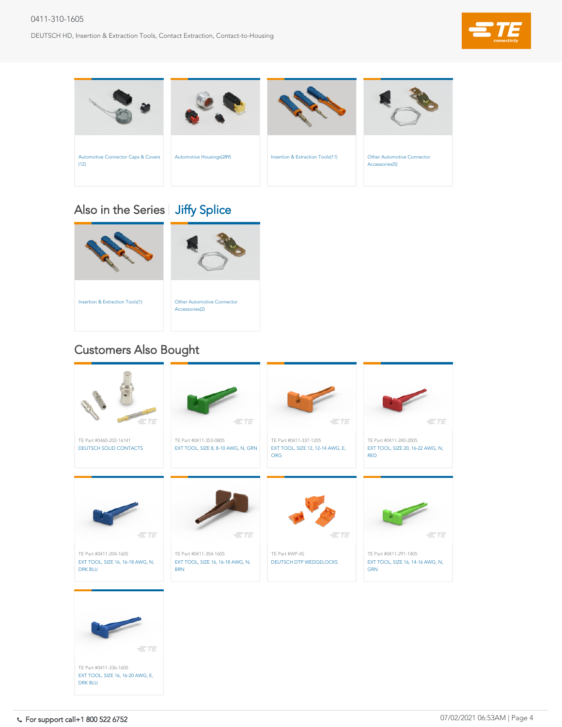Automotive Connector Caps & Covers (12)

Automotive Housings(289)

Insertion & Extraction Tools(11)

Other Automotive Connector Accessories(5)

## Also in the Series | Jiffy Splice

Insertion & Extraction Tools(1)

Other Automotive Connector Accessories(2)

## Customers Also Bought

TE Part #0460-202-16141
DEUTSCH SOLID CONTACTS

TE Part #0411-353-0805
EXT TOOL, SIZE 8, 8-10 AWG, N, GRN

TE Part #0411-337-1205
EXT TOOL, SIZE 12, 12-14 AWG, E, ORG

TE Part #0411-240-2005
EXT TOOL, SIZE 20, 16-22 AWG, N, RED

TE Part #0411-204-1605
EXT TOOL, SIZE 16, 16-18 AWG, N, DRK BLU

TE Part #0411-354-1605
EXT TOOL, SIZE 16, 16-18 AWG, N, BRN

TE Part #WP-4S
DEUTSCH DTP WEDGELOCKS

TE Part #0411-291-1405
EXT TOOL, SIZE 16, 14-16 AWG, N, GRN

TE Part #0411-336-1605
EXT TOOL, SIZE 16, 16-20 AWG, E, DRK BLU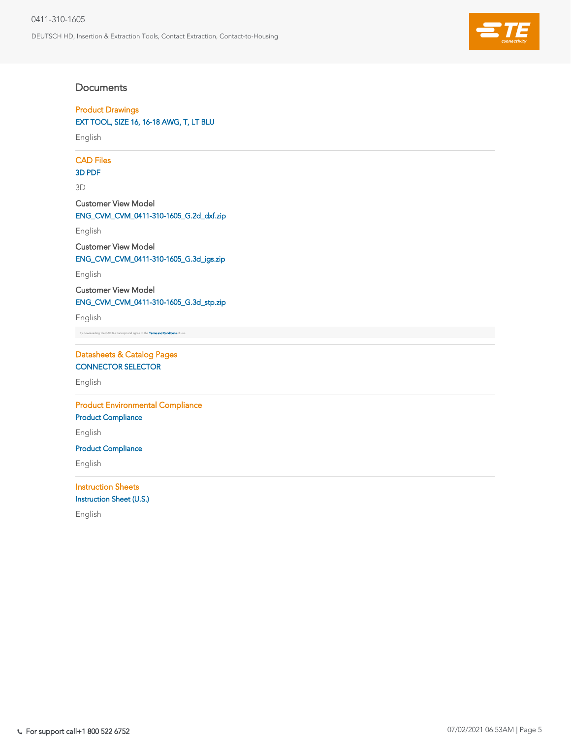## Documents

### Product Drawings

EXT TOOL, SIZE 16, 16-18 AWG, T, LT BLU

English

### CAD Files

3D PDF

3D

Customer View Model

ENG_CVM_CVM_0411-310-1605_G.2d_dxf.zip

English

Customer View Model

ENG_CVM_CVM_0411-310-1605_G.3d_igs.zip

English

Customer View Model

ENG_CVM_CVM_0411-310-1605_G.3d_stp.zip

English

By downloading the CAD file I accept and agree to the Terms and Conditions of use.

### Datasheets & Catalog Pages

CONNECTOR SELECTOR

English

### Product Environmental Compliance

Product Compliance

English

Product Compliance

English

### Instruction Sheets

Instruction Sheet (U.S.)

English